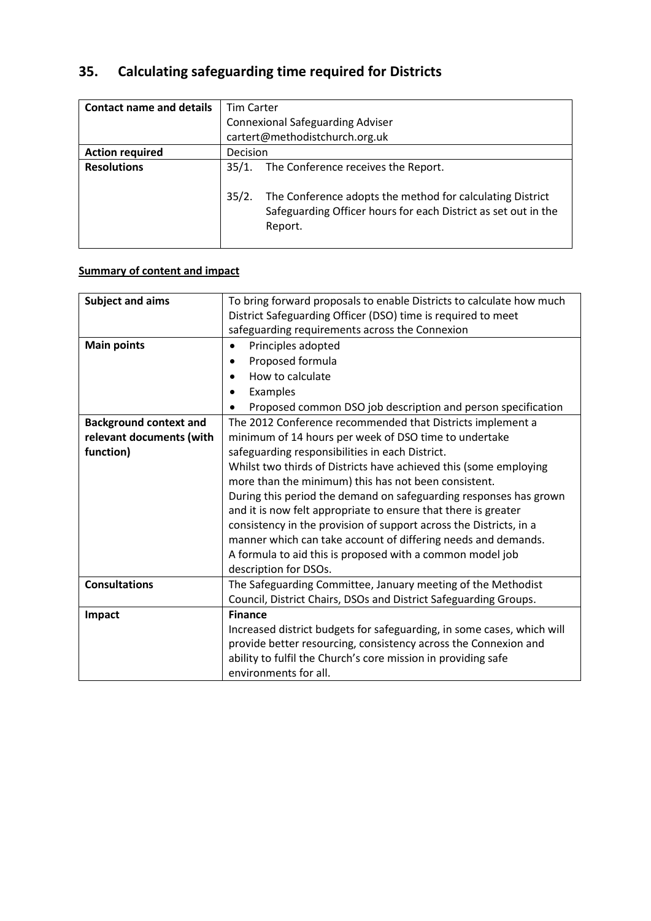# 35. Calculating safeguarding time required for Districts

| Contact name and details | Tim Carter<br>Connexional Safeguarding Adviser<br>cartert@methodistchurch.org.uk |
|---|---|
| **Action required** | Decision |
| **Resolutions** | 35/1. The Conference receives the Report.<br><br>35/2. The Conference adopts the method for calculating District Safeguarding Officer hours for each District as set out in the Report. |

**Summary of content and impact**

| Subject and aims | To bring forward proposals to enable Districts to calculate how much District Safeguarding Officer (DSO) time is required to meet safeguarding requirements across the Connexion |
|---|---|
| **Main points** | • Principles adopted<br>• Proposed formula<br>• How to calculate<br>• Examples<br>• Proposed common DSO job description and person specification |
| **Background context and relevant documents (with function)** | The 2012 Conference recommended that Districts implement a minimum of 14 hours per week of DSO time to undertake safeguarding responsibilities in each District.<br>Whilst two thirds of Districts have achieved this (some employing more than the minimum) this has not been consistent.<br>During this period the demand on safeguarding responses has grown and it is now felt appropriate to ensure that there is greater consistency in the provision of support across the Districts, in a manner which can take account of differing needs and demands.<br>A formula to aid this is proposed with a common model job description for DSOs. |
| **Consultations** | The Safeguarding Committee, January meeting of the Methodist Council, District Chairs, DSOs and District Safeguarding Groups. |
| **Impact** | **Finance**<br>Increased district budgets for safeguarding, in some cases, which will provide better resourcing, consistency across the Connexion and ability to fulfil the Church's core mission in providing safe environments for all. |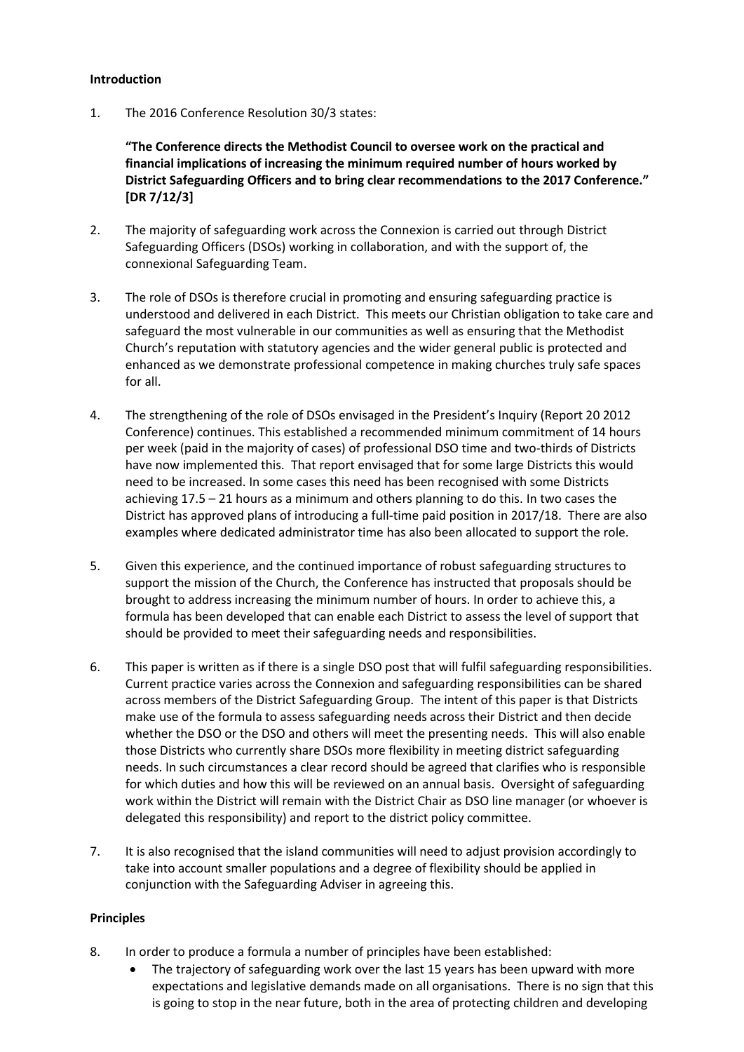**Introduction**

1. The 2016 Conference Resolution 30/3 states:

   **"The Conference directs the Methodist Council to oversee work on the practical and financial implications of increasing the minimum required number of hours worked by District Safeguarding Officers and to bring clear recommendations to the 2017 Conference." [DR 7/12/3]**

2. The majority of safeguarding work across the Connexion is carried out through District Safeguarding Officers (DSOs) working in collaboration, and with the support of, the connexional Safeguarding Team.

3. The role of DSOs is therefore crucial in promoting and ensuring safeguarding practice is understood and delivered in each District. This meets our Christian obligation to take care and safeguard the most vulnerable in our communities as well as ensuring that the Methodist Church's reputation with statutory agencies and the wider general public is protected and enhanced as we demonstrate professional competence in making churches truly safe spaces for all.

4. The strengthening of the role of DSOs envisaged in the President's Inquiry (Report 20 2012 Conference) continues. This established a recommended minimum commitment of 14 hours per week (paid in the majority of cases) of professional DSO time and two-thirds of Districts have now implemented this. That report envisaged that for some large Districts this would need to be increased. In some cases this need has been recognised with some Districts achieving 17.5 – 21 hours as a minimum and others planning to do this. In two cases the District has approved plans of introducing a full-time paid position in 2017/18. There are also examples where dedicated administrator time has also been allocated to support the role.

5. Given this experience, and the continued importance of robust safeguarding structures to support the mission of the Church, the Conference has instructed that proposals should be brought to address increasing the minimum number of hours. In order to achieve this, a formula has been developed that can enable each District to assess the level of support that should be provided to meet their safeguarding needs and responsibilities.

6. This paper is written as if there is a single DSO post that will fulfil safeguarding responsibilities. Current practice varies across the Connexion and safeguarding responsibilities can be shared across members of the District Safeguarding Group. The intent of this paper is that Districts make use of the formula to assess safeguarding needs across their District and then decide whether the DSO or the DSO and others will meet the presenting needs. This will also enable those Districts who currently share DSOs more flexibility in meeting district safeguarding needs. In such circumstances a clear record should be agreed that clarifies who is responsible for which duties and how this will be reviewed on an annual basis. Oversight of safeguarding work within the District will remain with the District Chair as DSO line manager (or whoever is delegated this responsibility) and report to the district policy committee.

7. It is also recognised that the island communities will need to adjust provision accordingly to take into account smaller populations and a degree of flexibility should be applied in conjunction with the Safeguarding Adviser in agreeing this.

**Principles**

8. In order to produce a formula a number of principles have been established:
   - The trajectory of safeguarding work over the last 15 years has been upward with more expectations and legislative demands made on all organisations. There is no sign that this is going to stop in the near future, both in the area of protecting children and developing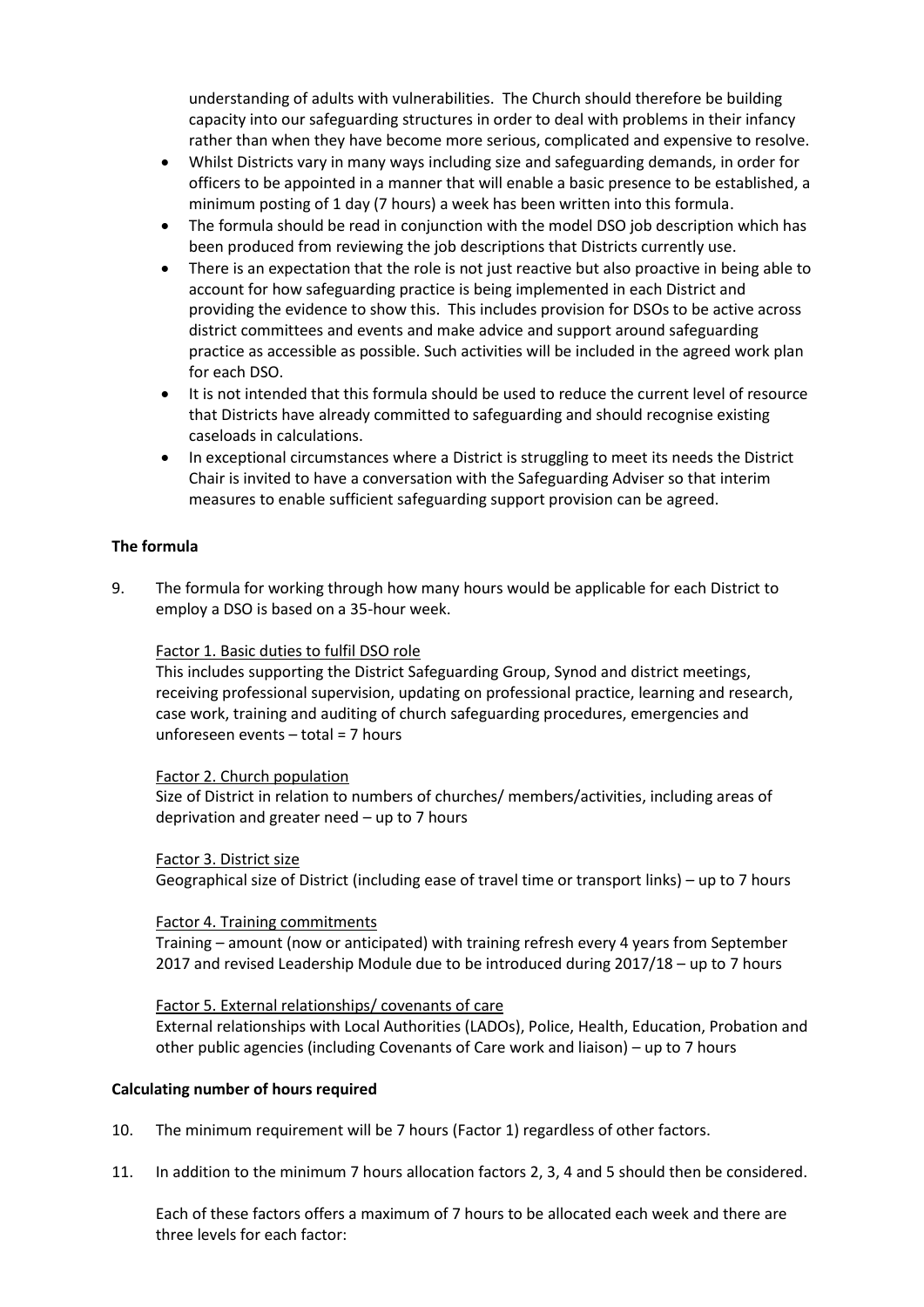understanding of adults with vulnerabilities. The Church should therefore be building capacity into our safeguarding structures in order to deal with problems in their infancy rather than when they have become more serious, complicated and expensive to resolve.

- Whilst Districts vary in many ways including size and safeguarding demands, in order for officers to be appointed in a manner that will enable a basic presence to be established, a minimum posting of 1 day (7 hours) a week has been written into this formula.
- The formula should be read in conjunction with the model DSO job description which has been produced from reviewing the job descriptions that Districts currently use.
- There is an expectation that the role is not just reactive but also proactive in being able to account for how safeguarding practice is being implemented in each District and providing the evidence to show this. This includes provision for DSOs to be active across district committees and events and make advice and support around safeguarding practice as accessible as possible. Such activities will be included in the agreed work plan for each DSO.
- It is not intended that this formula should be used to reduce the current level of resource that Districts have already committed to safeguarding and should recognise existing caseloads in calculations.
- In exceptional circumstances where a District is struggling to meet its needs the District Chair is invited to have a conversation with the Safeguarding Adviser so that interim measures to enable sufficient safeguarding support provision can be agreed.

**The formula**

9. The formula for working through how many hours would be applicable for each District to employ a DSO is based on a 35-hour week.

   Factor 1. Basic duties to fulfil DSO role
   This includes supporting the District Safeguarding Group, Synod and district meetings, receiving professional supervision, updating on professional practice, learning and research, case work, training and auditing of church safeguarding procedures, emergencies and unforeseen events – total = 7 hours

   Factor 2. Church population
   Size of District in relation to numbers of churches/ members/activities, including areas of deprivation and greater need – up to 7 hours

   Factor 3. District size
   Geographical size of District (including ease of travel time or transport links) – up to 7 hours

   Factor 4. Training commitments
   Training – amount (now or anticipated) with training refresh every 4 years from September 2017 and revised Leadership Module due to be introduced during 2017/18 – up to 7 hours

   Factor 5. External relationships/ covenants of care
   External relationships with Local Authorities (LADOs), Police, Health, Education, Probation and other public agencies (including Covenants of Care work and liaison) – up to 7 hours

**Calculating number of hours required**

10. The minimum requirement will be 7 hours (Factor 1) regardless of other factors.

11. In addition to the minimum 7 hours allocation factors 2, 3, 4 and 5 should then be considered.

    Each of these factors offers a maximum of 7 hours to be allocated each week and there are three levels for each factor: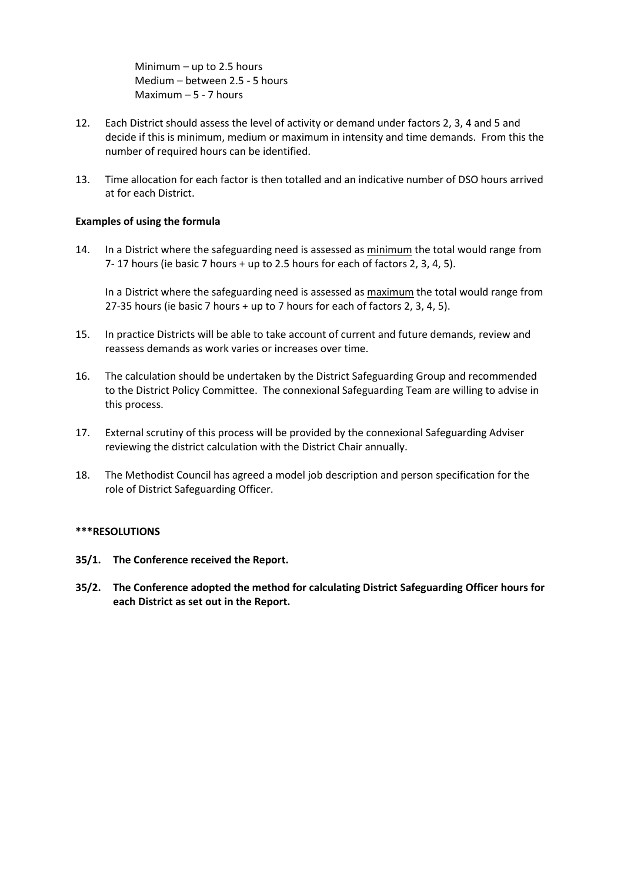Minimum – up to 2.5 hours
Medium – between 2.5 - 5 hours
Maximum – 5 - 7 hours

12. Each District should assess the level of activity or demand under factors 2, 3, 4 and 5 and decide if this is minimum, medium or maximum in intensity and time demands. From this the number of required hours can be identified.

13. Time allocation for each factor is then totalled and an indicative number of DSO hours arrived at for each District.

**Examples of using the formula**

14. In a District where the safeguarding need is assessed as minimum the total would range from 7- 17 hours (ie basic 7 hours + up to 2.5 hours for each of factors 2, 3, 4, 5).

    In a District where the safeguarding need is assessed as maximum the total would range from 27-35 hours (ie basic 7 hours + up to 7 hours for each of factors 2, 3, 4, 5).

15. In practice Districts will be able to take account of current and future demands, review and reassess demands as work varies or increases over time.

16. The calculation should be undertaken by the District Safeguarding Group and recommended to the District Policy Committee. The connexional Safeguarding Team are willing to advise in this process.

17. External scrutiny of this process will be provided by the connexional Safeguarding Adviser reviewing the district calculation with the District Chair annually.

18. The Methodist Council has agreed a model job description and person specification for the role of District Safeguarding Officer.

**\*\*\*RESOLUTIONS**

**35/1. The Conference received the Report.**

**35/2. The Conference adopted the method for calculating District Safeguarding Officer hours for each District as set out in the Report.**